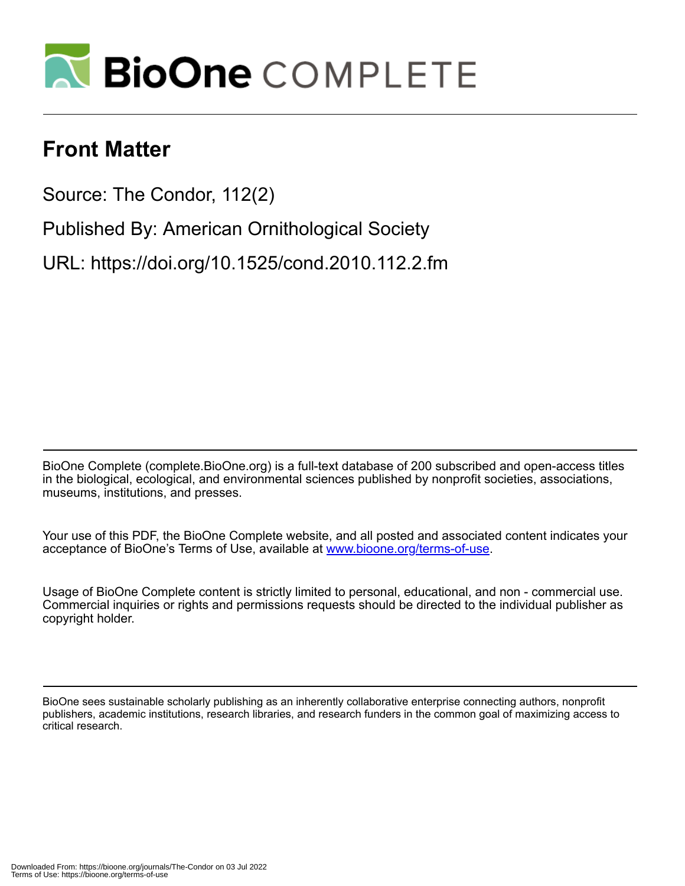# Front Matter

Source: The Condor, 112(2)

Published By: American Ornithological Society

URL: https://doi.org/10.1525/cond.2010.112.2.fm

BioOne Complete (complete.BioOne.org) is a full-text database of 200 subscribed and open-access titles in the biological, ecological, and environmental sciences published by nonprofit societies, associations, museums, institutions, and presses.

Your use of this PDF, the BioOne Complete website, and all posted and associated content indicates your acceptance of BioOne's Terms of Use, available at www.bioone.org/terms-of-use.

Usage of BioOne Complete content is strictly limited to personal, educational, and non - commercial use. Commercial inquiries or rights and permissions requests should be directed to the individual publisher as copyright holder.

BioOne sees sustainable scholarly publishing as an inherently collaborative enterprise connecting authors, nonprofit publishers, academic institutions, research libraries, and research funders in the common goal of maximizing access to critical research.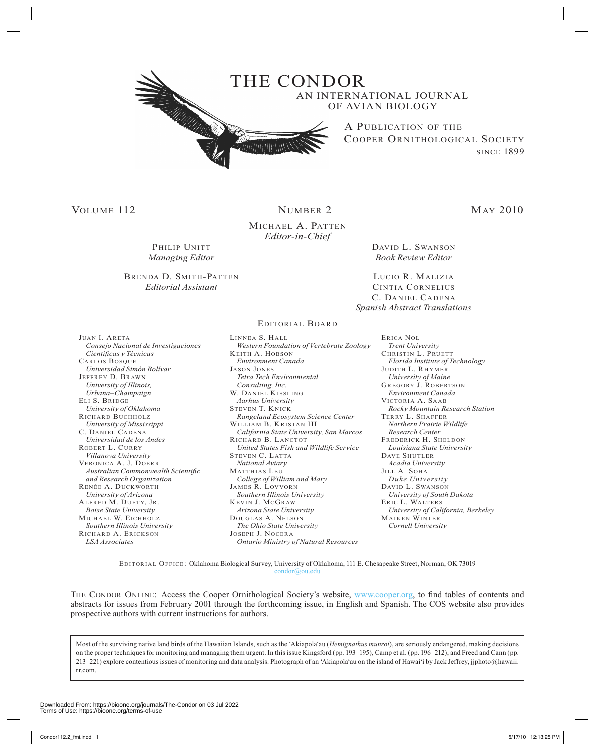# THE CONDOR

## AN INTERNATIONAL JOURNAL OF AVIAN BIOLOGY

A PUBLICATION OF THE COOPER ORNITHOLOGICAL SOCIETY SINCE 1899

VOLUME 112 NUMBER 2 MAY 2010

MICHAEL A. PATTEN
*Editor-in-Chief*

PHILIP UNITT
*Managing Editor*

DAVID L. SWANSON
*Book Review Editor*

BRENDA D. SMITH-PATTEN
*Editorial Assistant*

LUCIO R. MALIZIA
CINTIA CORNELIUS
C. DANIEL CADENA
*Spanish Abstract Translations*

### EDITORIAL BOARD

JUAN I. ARETA
*Consejo Nacional de Investigaciones Científicas y Técnicas*
CARLOS BOSQUE
*Universidad Simón Bolívar*
JEFFREY D. BRAWN
*University of Illinois, Urbana–Champaign*
ELI S. BRIDGE
*University of Oklahoma*
RICHARD BUCHHOLZ
*University of Mississippi*
C. DANIEL CADENA
*Universidad de los Andes*
ROBERT L. CURRY
*Villanova University*
VERONICA A. J. DOERR
*Australian Commonwealth Scientific and Research Organization*
RENÉE A. DUCKWORTH
*University of Arizona*
ALFRED M. DUFTY, JR.
*Boise State University*
MICHAEL W. EICHHOLZ
*Southern Illinois University*
RICHARD A. ERICKSON
*LSA Associates*
LINNEA S. HALL
*Western Foundation of Vertebrate Zoology*
KEITH A. HOBSON
*Environment Canada*
JASON JONES
*Tetra Tech Environmental Consulting, Inc.*
W. DANIEL KISSLING
*Aarhus University*
STEVEN T. KNICK
*Rangeland Ecosystem Science Center*
WILLIAM B. KRISTAN III
*California State University, San Marcos*
RICHARD B. LANCTOT
*United States Fish and Wildlife Service*
STEVEN C. LATTA
*National Aviary*
MATTHIAS LEU
*College of William and Mary*
JAMES R. LOVVORN
*Southern Illinois University*
KEVIN J. MCGRAW
*Arizona State University*
DOUGLAS A. NELSON
*The Ohio State University*
JOSEPH J. NOCERA
*Ontario Ministry of Natural Resources*
ERICA NOL
*Trent University*
CHRISTIN L. PRUETT
*Florida Institute of Technology*
JUDITH L. RHYMER
*University of Maine*
GREGORY J. ROBERTSON
*Environment Canada*
VICTORIA A. SAAB
*Rocky Mountain Research Station*
TERRY L. SHAFFER
*Northern Prairie Wildlife Research Center*
FREDERICK H. SHELDON
*Louisiana State University*
DAVE SHUTLER
*Acadia University*
JILL A. SOHA
*Duke University*
DAVID L. SWANSON
*University of South Dakota*
ERIC L. WALTERS
*University of California, Berkeley*
MAIKEN WINTER
*Cornell University*

EDITORIAL OFFICE: Oklahoma Biological Survey, University of Oklahoma, 111 E. Chesapeake Street, Norman, OK 73019
condor@ou.edu

THE CONDOR ONLINE: Access the Cooper Ornithological Society's website, www.cooper.org, to find tables of contents and abstracts for issues from February 2001 through the forthcoming issue, in English and Spanish. The COS website also provides prospective authors with current instructions for authors.

Most of the surviving native land birds of the Hawaiian Islands, such as the ʻAkiapolāʻau (*Hemignathus munroi*), are seriously endangered, making decisions on the proper techniques for monitoring and managing them urgent. In this issue Kingsford (pp. 193–195), Camp et al. (pp. 196–212), and Freed and Cann (pp. 213–221) explore contentious issues of monitoring and data analysis. Photograph of an ʻAkiapolāʻau on the island of Hawaiʻi by Jack Jeffrey, jjphoto@hawaii.rr.com.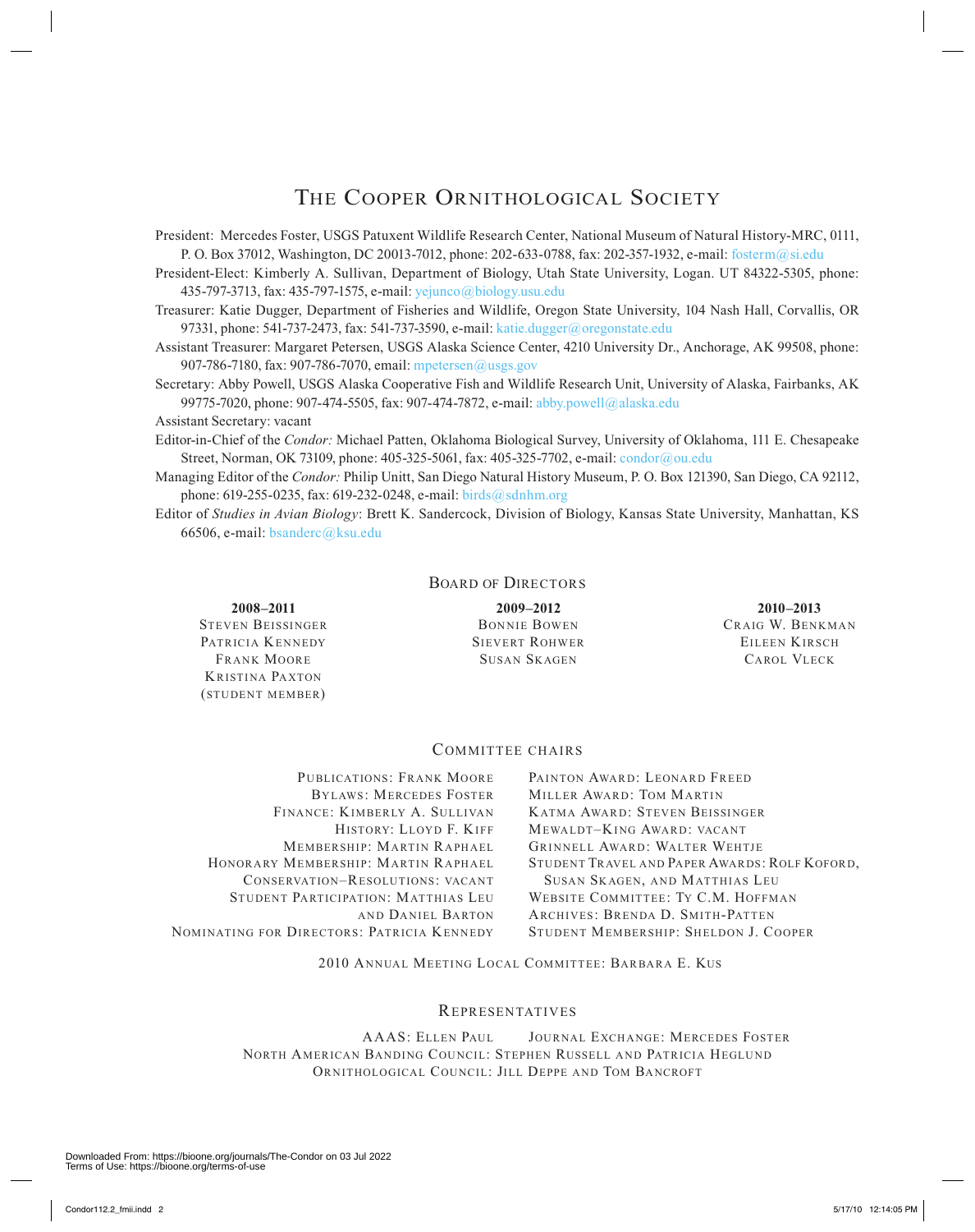# The Cooper Ornithological Society

President: Mercedes Foster, USGS Patuxent Wildlife Research Center, National Museum of Natural History-MRC, 0111, P. O. Box 37012, Washington, DC 20013-7012, phone: 202-633-0788, fax: 202-357-1932, e-mail: fosterm@si.edu

President-Elect: Kimberly A. Sullivan, Department of Biology, Utah State University, Logan. UT 84322-5305, phone: 435-797-3713, fax: 435-797-1575, e-mail: yejunco@biology.usu.edu

Treasurer: Katie Dugger, Department of Fisheries and Wildlife, Oregon State University, 104 Nash Hall, Corvallis, OR 97331, phone: 541-737-2473, fax: 541-737-3590, e-mail: katie.dugger@oregonstate.edu

Assistant Treasurer: Margaret Petersen, USGS Alaska Science Center, 4210 University Dr., Anchorage, AK 99508, phone: 907-786-7180, fax: 907-786-7070, email: mpetersen@usgs.gov

Secretary: Abby Powell, USGS Alaska Cooperative Fish and Wildlife Research Unit, University of Alaska, Fairbanks, AK 99775-7020, phone: 907-474-5505, fax: 907-474-7872, e-mail: abby.powell@alaska.edu

Assistant Secretary: vacant

Editor-in-Chief of the *Condor:* Michael Patten, Oklahoma Biological Survey, University of Oklahoma, 111 E. Chesapeake Street, Norman, OK 73109, phone: 405-325-5061, fax: 405-325-7702, e-mail: condor@ou.edu

Managing Editor of the *Condor:* Philip Unitt, San Diego Natural History Museum, P. O. Box 121390, San Diego, CA 92112, phone: 619-255-0235, fax: 619-232-0248, e-mail: birds@sdnhm.org

Editor of *Studies in Avian Biology*: Brett K. Sandercock, Division of Biology, Kansas State University, Manhattan, KS 66506, e-mail: bsanderc@ksu.edu

## Board of Directors

**2008–2011**
Steven Beissinger
Patricia Kennedy
Frank Moore
Kristina Paxton
(student member)

**2009–2012**
Bonnie Bowen
Sievert Rohwer
Susan Skagen

**2010–2013**
Craig W. Benkman
Eileen Kirsch
Carol Vleck

## Committee chairs

Publications: Frank Moore
Bylaws: Mercedes Foster
Finance: Kimberly A. Sullivan
History: Lloyd F. Kiff
Membership: Martin Raphael
Honorary Membership: Martin Raphael
Conservation–Resolutions: vacant
Student Participation: Matthias Leu and Daniel Barton
Nominating for Directors: Patricia Kennedy
Painton Award: Leonard Freed
Miller Award: Tom Martin
Katma Award: Steven Beissinger
Mewaldt–King Award: vacant
Grinnell Award: Walter Wehtje
Student Travel and Paper Awards: Rolf Koford, Susan Skagen, and Matthias Leu
Website Committee: Ty C.M. Hoffman
Archives: Brenda D. Smith-Patten
Student Membership: Sheldon J. Cooper

2010 Annual Meeting Local Committee: Barbara E. Kus

## Representatives

AAAS: Ellen Paul
Journal Exchange: Mercedes Foster
North American Banding Council: Stephen Russell and Patricia Heglund
Ornithological Council: Jill Deppe and Tom Bancroft